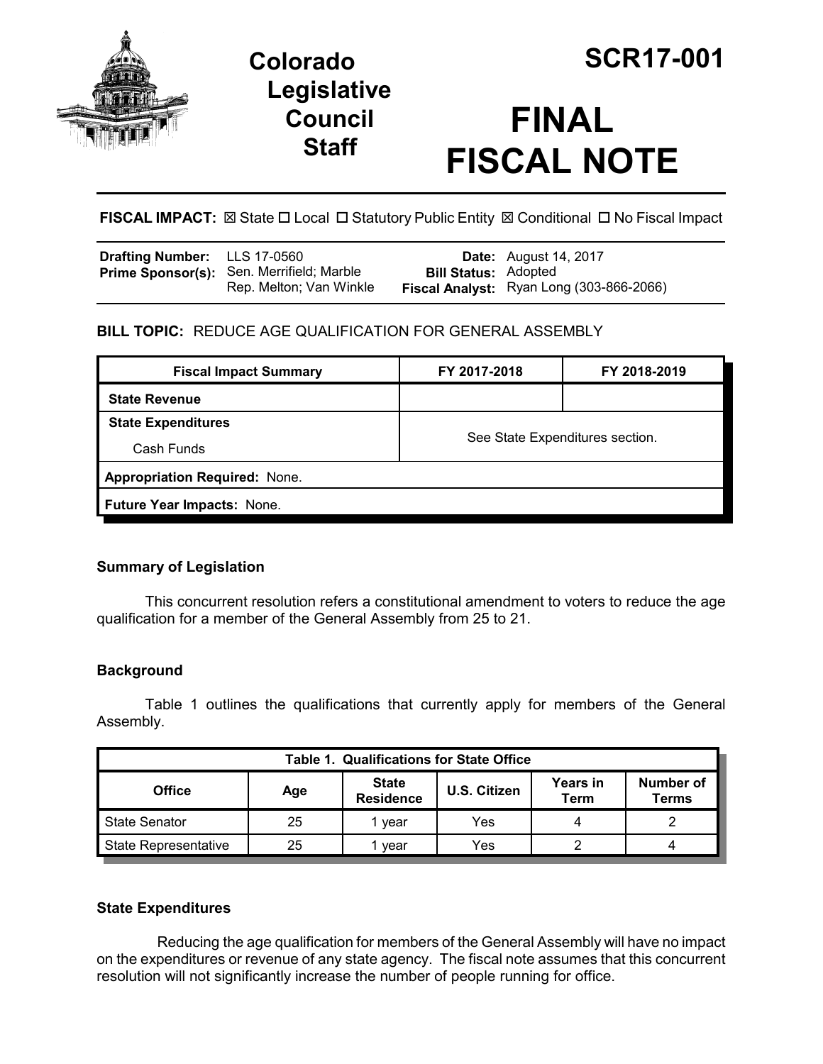# Colorado Legislative Council Staff

# SCR17-001

# FINAL FISCAL NOTE

**FISCAL IMPACT:** ☒ State ☐ Local ☐ Statutory Public Entity ☒ Conditional ☐ No Fiscal Impact

| | | | |
|---|---|---|---|
| **Drafting Number:** | LLS 17-0560 | **Date:** | August 14, 2017 |
| **Prime Sponsor(s):** | Sen. Merrifield; Marble<br>Rep. Melton; Van Winkle | **Bill Status:** | Adopted |
| | | **Fiscal Analyst:** | Ryan Long (303-866-2066) |

**BILL TOPIC:** REDUCE AGE QUALIFICATION FOR GENERAL ASSEMBLY

| Fiscal Impact Summary | FY 2017-2018 | FY 2018-2019 |
|---|---|---|
| **State Revenue** | | |
| **State Expenditures**<br>Cash Funds | See State Expenditures section. | |
| **Appropriation Required:** None. | | |
| **Future Year Impacts:** None. | | |

## Summary of Legislation

This concurrent resolution refers a constitutional amendment to voters to reduce the age qualification for a member of the General Assembly from 25 to 21.

## Background

Table 1 outlines the qualifications that currently apply for members of the General Assembly.

| Table 1. Qualifications for State Office | | | | | |
|---|---|---|---|---|---|
| **Office** | **Age** | **State Residence** | **U.S. Citizen** | **Years in Term** | **Number of Terms** |
| State Senator | 25 | 1 year | Yes | 4 | 2 |
| State Representative | 25 | 1 year | Yes | 2 | 4 |

## State Expenditures

Reducing the age qualification for members of the General Assembly will have no impact on the expenditures or revenue of any state agency. The fiscal note assumes that this concurrent resolution will not significantly increase the number of people running for office.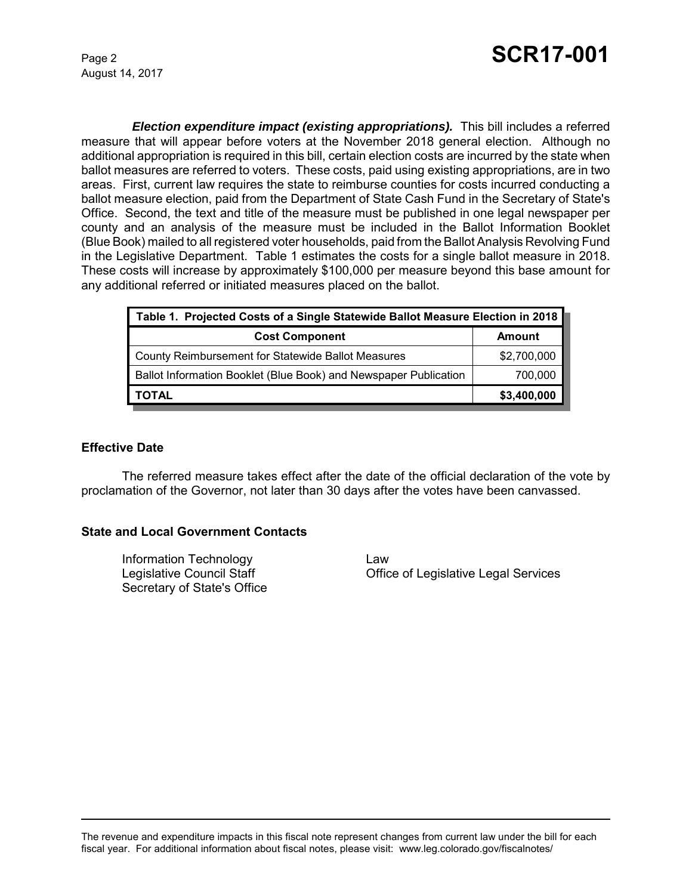***Election expenditure impact (existing appropriations).*** This bill includes a referred measure that will appear before voters at the November 2018 general election. Although no additional appropriation is required in this bill, certain election costs are incurred by the state when ballot measures are referred to voters. These costs, paid using existing appropriations, are in two areas. First, current law requires the state to reimburse counties for costs incurred conducting a ballot measure election, paid from the Department of State Cash Fund in the Secretary of State's Office. Second, the text and title of the measure must be published in one legal newspaper per county and an analysis of the measure must be included in the Ballot Information Booklet (Blue Book) mailed to all registered voter households, paid from the Ballot Analysis Revolving Fund in the Legislative Department. Table 1 estimates the costs for a single ballot measure in 2018. These costs will increase by approximately $100,000 per measure beyond this base amount for any additional referred or initiated measures placed on the ballot.

**Table 1. Projected Costs of a Single Statewide Ballot Measure Election in 2018**

| Cost Component | Amount |
|---|---|
| County Reimbursement for Statewide Ballot Measures | $2,700,000 |
| Ballot Information Booklet (Blue Book) and Newspaper Publication | 700,000 |
| **TOTAL** | **$3,400,000** |

## Effective Date

The referred measure takes effect after the date of the official declaration of the vote by proclamation of the Governor, not later than 30 days after the votes have been canvassed.

## State and Local Government Contacts

Information Technology
Legislative Council Staff
Secretary of State's Office
Law
Office of Legislative Legal Services

The revenue and expenditure impacts in this fiscal note represent changes from current law under the bill for each fiscal year. For additional information about fiscal notes, please visit: www.leg.colorado.gov/fiscalnotes/